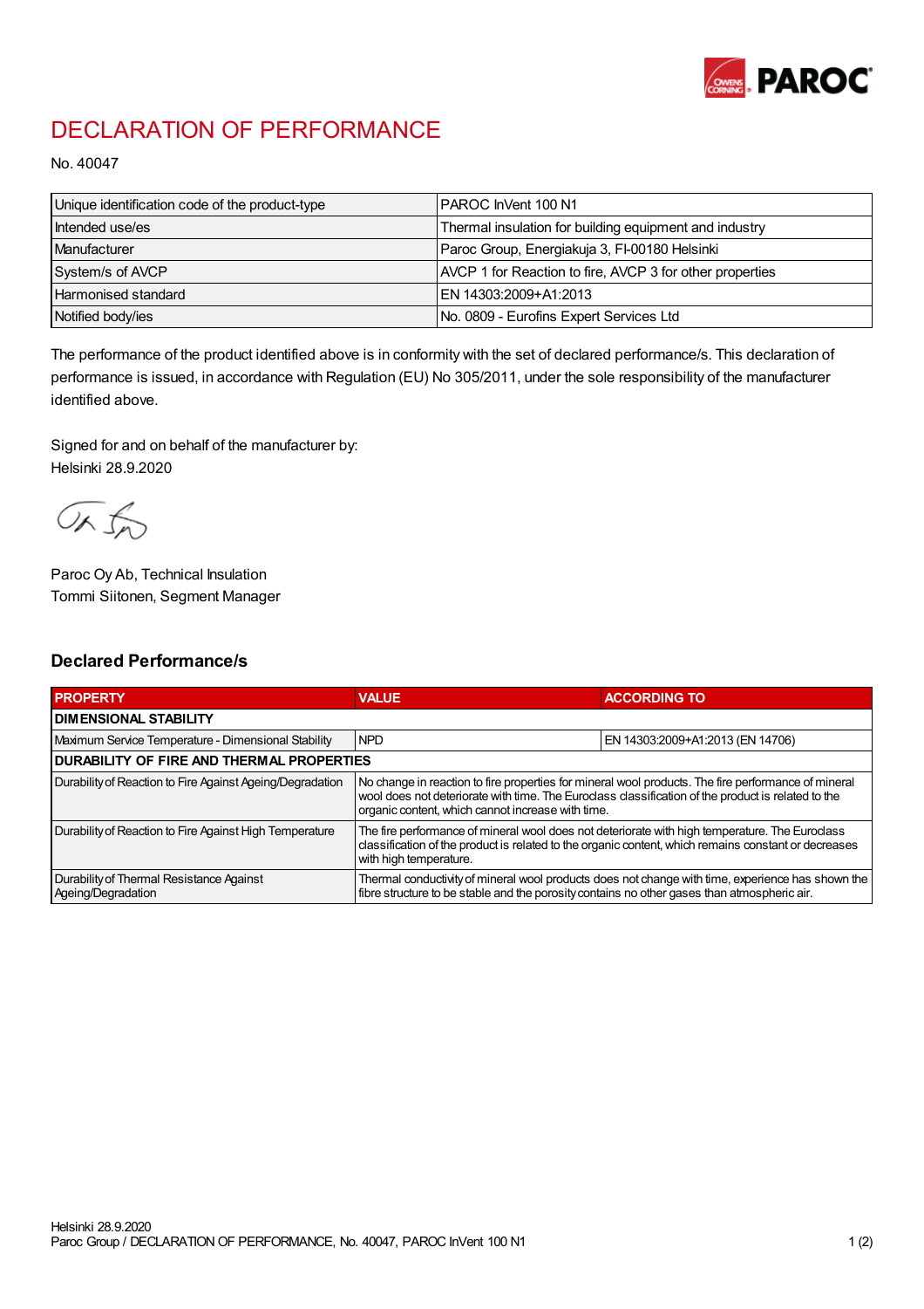# DECLARATION OF PERFORMANCE

No. 40047

| | |
|---|---|
| Unique identification code of the product-type | PAROC InVent 100 N1 |
| Intended use/es | Thermal insulation for building equipment and industry |
| Manufacturer | Paroc Group, Energiakuja 3, FI-00180 Helsinki |
| System/s of AVCP | AVCP 1 for Reaction to fire, AVCP 3 for other properties |
| Harmonised standard | EN 14303:2009+A1:2013 |
| Notified body/ies | No. 0809 - Eurofins Expert Services Ltd |

The performance of the product identified above is in conformity with the set of declared performance/s. This declaration of performance is issued, in accordance with Regulation (EU) No 305/2011, under the sole responsibility of the manufacturer identified above.

Signed for and on behalf of the manufacturer by:
Helsinki 28.9.2020

Paroc Oy Ab, Technical Insulation
Tommi Siitonen, Segment Manager

## Declared Performance/s

| PROPERTY | VALUE | ACCORDING TO |
|---|---|---|
| **DIMENSIONAL STABILITY** | | |
| Maximum Service Temperature - Dimensional Stability | NPD | EN 14303:2009+A1:2013 (EN 14706) |
| **DURABILITY OF FIRE AND THERMAL PROPERTIES** | | |
| Durability of Reaction to Fire Against Ageing/Degradation | No change in reaction to fire properties for mineral wool products. The fire performance of mineral wool does not deteriorate with time. The Euroclass classification of the product is related to the organic content, which cannot increase with time. | |
| Durability of Reaction to Fire Against High Temperature | The fire performance of mineral wool does not deteriorate with high temperature. The Euroclass classification of the product is related to the organic content, which remains constant or decreases with high temperature. | |
| Durability of Thermal Resistance Against Ageing/Degradation | Thermal conductivity of mineral wool products does not change with time, experience has shown the fibre structure to be stable and the porosity contains no other gases than atmospheric air. | |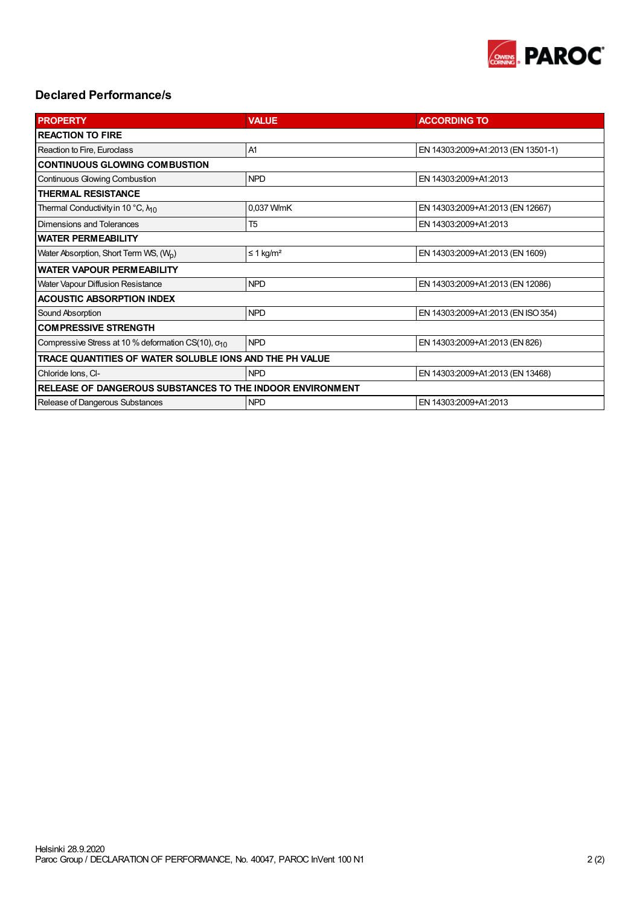## Declared Performance/s

| PROPERTY | VALUE | ACCORDING TO |
| --- | --- | --- |
| **REACTION TO FIRE** | | |
| Reaction to Fire, Euroclass | A1 | EN 14303:2009+A1:2013 (EN 13501-1) |
| **CONTINUOUS GLOWING COMBUSTION** | | |
| Continuous Glowing Combustion | NPD | EN 14303:2009+A1:2013 |
| **THERMAL RESISTANCE** | | |
| Thermal Conductivity in 10 °C, $\lambda_{10}$ | 0,037 W/mK | EN 14303:2009+A1:2013 (EN 12667) |
| Dimensions and Tolerances | T5 | EN 14303:2009+A1:2013 |
| **WATER PERMEABILITY** | | |
| Water Absorption, Short Term WS, ($W_p$) | ≤ 1 kg/m² | EN 14303:2009+A1:2013 (EN 1609) |
| **WATER VAPOUR PERMEABILITY** | | |
| Water Vapour Diffusion Resistance | NPD | EN 14303:2009+A1:2013 (EN 12086) |
| **ACOUSTIC ABSORPTION INDEX** | | |
| Sound Absorption | NPD | EN 14303:2009+A1:2013 (EN ISO 354) |
| **COMPRESSIVE STRENGTH** | | |
| Compressive Stress at 10 % deformation CS(10), $\sigma_{10}$ | NPD | EN 14303:2009+A1:2013 (EN 826) |
| **TRACE QUANTITIES OF WATER SOLUBLE IONS AND THE PH VALUE** | | |
| Chloride Ions, Cl- | NPD | EN 14303:2009+A1:2013 (EN 13468) |
| **RELEASE OF DANGEROUS SUBSTANCES TO THE INDOOR ENVIRONMENT** | | |
| Release of Dangerous Substances | NPD | EN 14303:2009+A1:2013 |

Helsinki 28.9.2020

Paroc Group / DECLARATION OF PERFORMANCE, No. 40047, PAROC InVent 100 N1